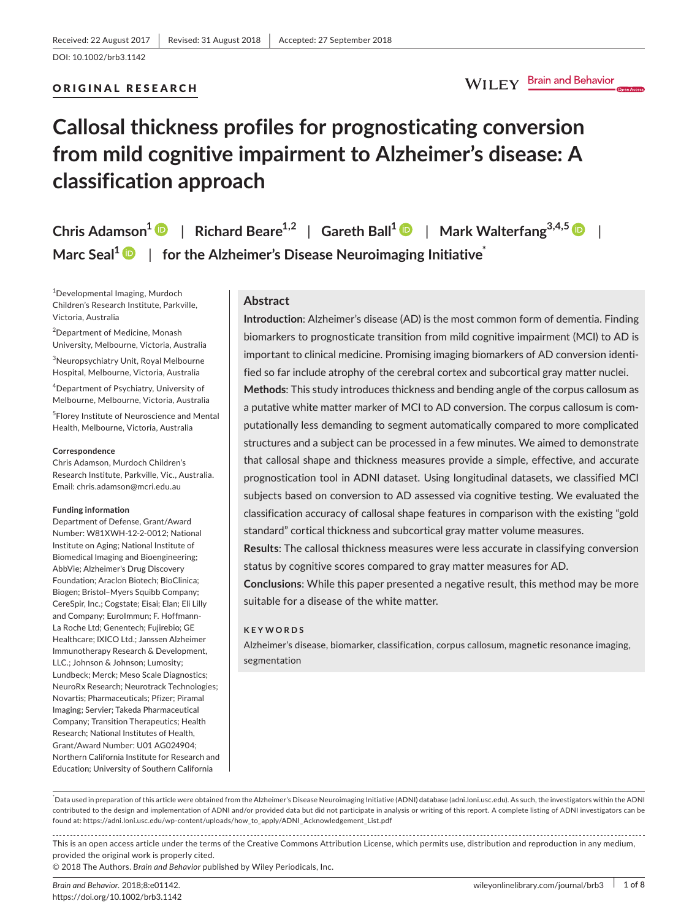Received: 22 August 2017 | Revised: 31 August 2018 | Accepted: 27 September 2018

DOI: 10.1002/brb3.1142

ORIGINAL RESEARCH

# Callosal thickness profiles for prognosticating conversion from mild cognitive impairment to Alzheimer's disease: A classification approach

Chris Adamson[1] | Richard Beare[1,2] | Gareth Ball[1] | Mark Walterfang[3,4,5] | Marc Seal[1] | for the Alzheimer's Disease Neuroimaging Initiative[*]

[1]Developmental Imaging, Murdoch Children's Research Institute, Parkville, Victoria, Australia

[2]Department of Medicine, Monash University, Melbourne, Victoria, Australia

[3]Neuropsychiatry Unit, Royal Melbourne Hospital, Melbourne, Victoria, Australia

[4]Department of Psychiatry, University of Melbourne, Melbourne, Victoria, Australia

[5]Florey Institute of Neuroscience and Mental Health, Melbourne, Victoria, Australia

**Correspondence**
Chris Adamson, Murdoch Children's Research Institute, Parkville, Vic., Australia.
Email: chris.adamson@mcri.edu.au

**Funding information**
Department of Defense, Grant/Award Number: W81XWH-12-2-0012; National Institute on Aging; National Institute of Biomedical Imaging and Bioengineering; AbbVie; Alzheimer's Drug Discovery Foundation; Araclon Biotech; BioClinica; Biogen; Bristol–Myers Squibb Company; CereSpir, Inc.; Cogstate; Eisai; Elan; Eli Lilly and Company; EuroImmun; F. Hoffmann-La Roche Ltd; Genentech; Fujirebio; GE Healthcare; IXICO Ltd.; Janssen Alzheimer Immunotherapy Research & Development, LLC.; Johnson & Johnson; Lumosity; Lundbeck; Merck; Meso Scale Diagnostics; NeuroRx Research; Neurotrack Technologies; Novartis; Pharmaceuticals; Pfizer; Piramal Imaging; Servier; Takeda Pharmaceutical Company; Transition Therapeutics; Health Research; National Institutes of Health, Grant/Award Number: U01 AG024904; Northern California Institute for Research and Education; University of Southern California

## Abstract

**Introduction**: Alzheimer's disease (AD) is the most common form of dementia. Finding biomarkers to prognosticate transition from mild cognitive impairment (MCI) to AD is important to clinical medicine. Promising imaging biomarkers of AD conversion identified so far include atrophy of the cerebral cortex and subcortical gray matter nuclei.

**Methods**: This study introduces thickness and bending angle of the corpus callosum as a putative white matter marker of MCI to AD conversion. The corpus callosum is computationally less demanding to segment automatically compared to more complicated structures and a subject can be processed in a few minutes. We aimed to demonstrate that callosal shape and thickness measures provide a simple, effective, and accurate prognostication tool in ADNI dataset. Using longitudinal datasets, we classified MCI subjects based on conversion to AD assessed via cognitive testing. We evaluated the classification accuracy of callosal shape features in comparison with the existing "gold standard" cortical thickness and subcortical gray matter volume measures.

**Results**: The callosal thickness measures were less accurate in classifying conversion status by cognitive scores compared to gray matter measures for AD.

**Conclusions**: While this paper presented a negative result, this method may be more suitable for a disease of the white matter.

**KEYWORDS**

Alzheimer's disease, biomarker, classification, corpus callosum, magnetic resonance imaging, segmentation

[*]Data used in preparation of this article were obtained from the Alzheimer's Disease Neuroimaging Initiative (ADNI) database (adni.loni.usc.edu). As such, the investigators within the ADNI contributed to the design and implementation of ADNI and/or provided data but did not participate in analysis or writing of this report. A complete listing of ADNI investigators can be found at: https://adni.loni.usc.edu/wp-content/uploads/how_to_apply/ADNI_Acknowledgement_List.pdf

This is an open access article under the terms of the Creative Commons Attribution License, which permits use, distribution and reproduction in any medium, provided the original work is properly cited.
© 2018 The Authors. *Brain and Behavior* published by Wiley Periodicals, Inc.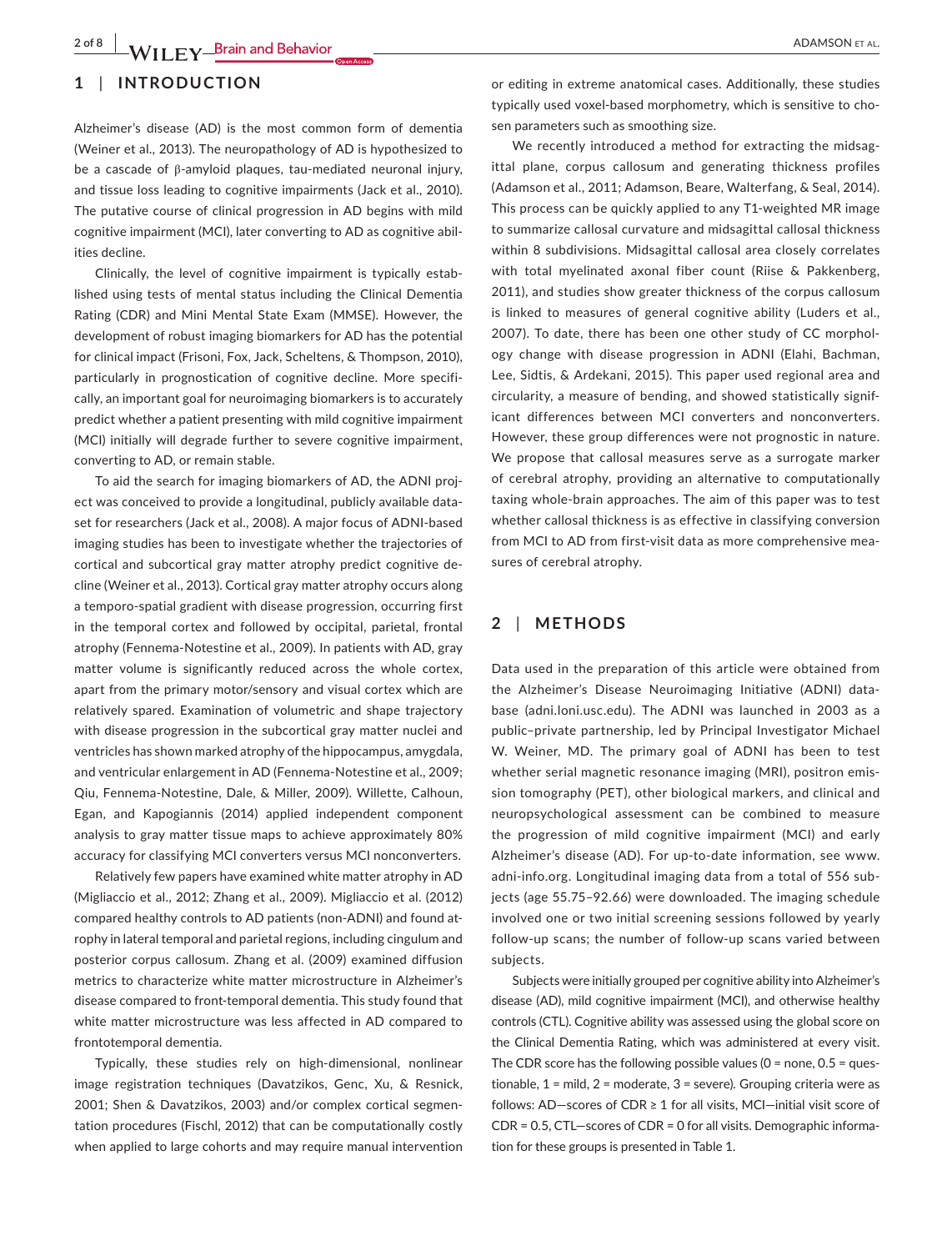## 1 | INTRODUCTION

Alzheimer's disease (AD) is the most common form of dementia (Weiner et al., 2013). The neuropathology of AD is hypothesized to be a cascade of β-amyloid plaques, tau-mediated neuronal injury, and tissue loss leading to cognitive impairments (Jack et al., 2010). The putative course of clinical progression in AD begins with mild cognitive impairment (MCI), later converting to AD as cognitive abilities decline.

Clinically, the level of cognitive impairment is typically established using tests of mental status including the Clinical Dementia Rating (CDR) and Mini Mental State Exam (MMSE). However, the development of robust imaging biomarkers for AD has the potential for clinical impact (Frisoni, Fox, Jack, Scheltens, & Thompson, 2010), particularly in prognostication of cognitive decline. More specifically, an important goal for neuroimaging biomarkers is to accurately predict whether a patient presenting with mild cognitive impairment (MCI) initially will degrade further to severe cognitive impairment, converting to AD, or remain stable.

To aid the search for imaging biomarkers of AD, the ADNI project was conceived to provide a longitudinal, publicly available dataset for researchers (Jack et al., 2008). A major focus of ADNI-based imaging studies has been to investigate whether the trajectories of cortical and subcortical gray matter atrophy predict cognitive decline (Weiner et al., 2013). Cortical gray matter atrophy occurs along a temporo-spatial gradient with disease progression, occurring first in the temporal cortex and followed by occipital, parietal, frontal atrophy (Fennema-Notestine et al., 2009). In patients with AD, gray matter volume is significantly reduced across the whole cortex, apart from the primary motor/sensory and visual cortex which are relatively spared. Examination of volumetric and shape trajectory with disease progression in the subcortical gray matter nuclei and ventricles has shown marked atrophy of the hippocampus, amygdala, and ventricular enlargement in AD (Fennema-Notestine et al., 2009; Qiu, Fennema-Notestine, Dale, & Miller, 2009). Willette, Calhoun, Egan, and Kapogiannis (2014) applied independent component analysis to gray matter tissue maps to achieve approximately 80% accuracy for classifying MCI converters versus MCI nonconverters.

Relatively few papers have examined white matter atrophy in AD (Migliaccio et al., 2012; Zhang et al., 2009). Migliaccio et al. (2012) compared healthy controls to AD patients (non-ADNI) and found atrophy in lateral temporal and parietal regions, including cingulum and posterior corpus callosum. Zhang et al. (2009) examined diffusion metrics to characterize white matter microstructure in Alzheimer's disease compared to front-temporal dementia. This study found that white matter microstructure was less affected in AD compared to frontotemporal dementia.

Typically, these studies rely on high-dimensional, nonlinear image registration techniques (Davatzikos, Genc, Xu, & Resnick, 2001; Shen & Davatzikos, 2003) and/or complex cortical segmentation procedures (Fischl, 2012) that can be computationally costly when applied to large cohorts and may require manual intervention or editing in extreme anatomical cases. Additionally, these studies typically used voxel-based morphometry, which is sensitive to chosen parameters such as smoothing size.

We recently introduced a method for extracting the midsagittal plane, corpus callosum and generating thickness profiles (Adamson et al., 2011; Adamson, Beare, Walterfang, & Seal, 2014). This process can be quickly applied to any T1-weighted MR image to summarize callosal curvature and midsagittal callosal thickness within 8 subdivisions. Midsagittal callosal area closely correlates with total myelinated axonal fiber count (Riise & Pakkenberg, 2011), and studies show greater thickness of the corpus callosum is linked to measures of general cognitive ability (Luders et al., 2007). To date, there has been one other study of CC morphology change with disease progression in ADNI (Elahi, Bachman, Lee, Sidtis, & Ardekani, 2015). This paper used regional area and circularity, a measure of bending, and showed statistically significant differences between MCI converters and nonconverters. However, these group differences were not prognostic in nature. We propose that callosal measures serve as a surrogate marker of cerebral atrophy, providing an alternative to computationally taxing whole-brain approaches. The aim of this paper was to test whether callosal thickness is as effective in classifying conversion from MCI to AD from first-visit data as more comprehensive measures of cerebral atrophy.

## 2 | METHODS

Data used in the preparation of this article were obtained from the Alzheimer's Disease Neuroimaging Initiative (ADNI) database (adni.loni.usc.edu). The ADNI was launched in 2003 as a public–private partnership, led by Principal Investigator Michael W. Weiner, MD. The primary goal of ADNI has been to test whether serial magnetic resonance imaging (MRI), positron emission tomography (PET), other biological markers, and clinical and neuropsychological assessment can be combined to measure the progression of mild cognitive impairment (MCI) and early Alzheimer's disease (AD). For up-to-date information, see www.adni-info.org. Longitudinal imaging data from a total of 556 subjects (age 55.75–92.66) were downloaded. The imaging schedule involved one or two initial screening sessions followed by yearly follow-up scans; the number of follow-up scans varied between subjects.

Subjects were initially grouped per cognitive ability into Alzheimer's disease (AD), mild cognitive impairment (MCI), and otherwise healthy controls (CTL). Cognitive ability was assessed using the global score on the Clinical Dementia Rating, which was administered at every visit. The CDR score has the following possible values (0 = none, 0.5 = questionable, 1 = mild, 2 = moderate, 3 = severe). Grouping criteria were as follows: AD—scores of CDR ≥ 1 for all visits, MCI—initial visit score of CDR = 0.5, CTL—scores of CDR = 0 for all visits. Demographic information for these groups is presented in Table 1.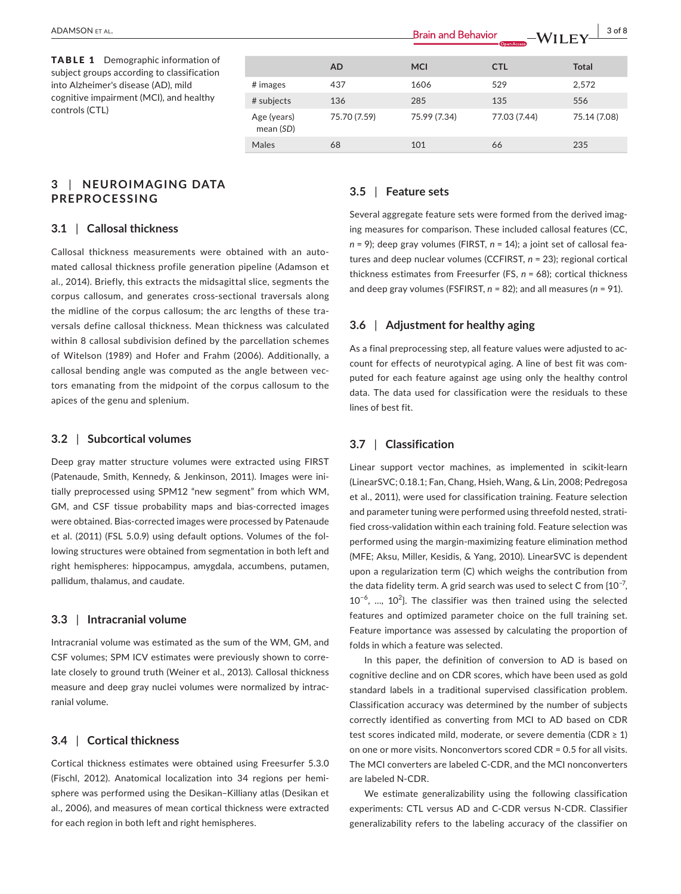**TABLE 1** Demographic information of subject groups according to classification into Alzheimer's disease (AD), mild cognitive impairment (MCI), and healthy controls (CTL)

| | AD | MCI | CTL | Total |
|---|---|---|---|---|
| # images | 437 | 1606 | 529 | 2,572 |
| # subjects | 136 | 285 | 135 | 556 |
| Age (years) mean (*SD*) | 75.70 (7.59) | 75.99 (7.34) | 77.03 (7.44) | 75.14 (7.08) |
| Males | 68 | 101 | 66 | 235 |

## 3 | NEUROIMAGING DATA PREPROCESSING

### 3.1 | Callosal thickness

Callosal thickness measurements were obtained with an automated callosal thickness profile generation pipeline (Adamson et al., 2014). Briefly, this extracts the midsagittal slice, segments the corpus callosum, and generates cross-sectional traversals along the midline of the corpus callosum; the arc lengths of these traversals define callosal thickness. Mean thickness was calculated within 8 callosal subdivision defined by the parcellation schemes of Witelson (1989) and Hofer and Frahm (2006). Additionally, a callosal bending angle was computed as the angle between vectors emanating from the midpoint of the corpus callosum to the apices of the genu and splenium.

### 3.2 | Subcortical volumes

Deep gray matter structure volumes were extracted using FIRST (Patenaude, Smith, Kennedy, & Jenkinson, 2011). Images were initially preprocessed using SPM12 "new segment" from which WM, GM, and CSF tissue probability maps and bias-corrected images were obtained. Bias-corrected images were processed by Patenaude et al. (2011) (FSL 5.0.9) using default options. Volumes of the following structures were obtained from segmentation in both left and right hemispheres: hippocampus, amygdala, accumbens, putamen, pallidum, thalamus, and caudate.

### 3.3 | Intracranial volume

Intracranial volume was estimated as the sum of the WM, GM, and CSF volumes; SPM ICV estimates were previously shown to correlate closely to ground truth (Weiner et al., 2013). Callosal thickness measure and deep gray nuclei volumes were normalized by intracranial volume.

### 3.4 | Cortical thickness

Cortical thickness estimates were obtained using Freesurfer 5.3.0 (Fischl, 2012). Anatomical localization into 34 regions per hemisphere was performed using the Desikan–Killiany atlas (Desikan et al., 2006), and measures of mean cortical thickness were extracted for each region in both left and right hemispheres.

### 3.5 | Feature sets

Several aggregate feature sets were formed from the derived imaging measures for comparison. These included callosal features (CC, $n = 9$); deep gray volumes (FIRST, $n = 14$); a joint set of callosal features and deep nuclear volumes (CCFIRST, $n = 23$); regional cortical thickness estimates from Freesurfer (FS, $n = 68$); cortical thickness and deep gray volumes (FSFIRST, $n = 82$); and all measures ($n = 91$).

### 3.6 | Adjustment for healthy aging

As a final preprocessing step, all feature values were adjusted to account for effects of neurotypical aging. A line of best fit was computed for each feature against age using only the healthy control data. The data used for classification were the residuals to these lines of best fit.

### 3.7 | Classification

Linear support vector machines, as implemented in scikit-learn (LinearSVC; 0.18.1; Fan, Chang, Hsieh, Wang, & Lin, 2008; Pedregosa et al., 2011), were used for classification training. Feature selection and parameter tuning were performed using threefold nested, stratified cross-validation within each training fold. Feature selection was performed using the margin-maximizing feature elimination method (MFE; Aksu, Miller, Kesidis, & Yang, 2010). LinearSVC is dependent upon a regularization term (C) which weighs the contribution from the data fidelity term. A grid search was used to select C from $\{10^{-7}, 10^{-6}, \ldots, 10^{2}\}$. The classifier was then trained using the selected features and optimized parameter choice on the full training set. Feature importance was assessed by calculating the proportion of folds in which a feature was selected.

In this paper, the definition of conversion to AD is based on cognitive decline and on CDR scores, which have been used as gold standard labels in a traditional supervised classification problem. Classification accuracy was determined by the number of subjects correctly identified as converting from MCI to AD based on CDR test scores indicated mild, moderate, or severe dementia (CDR ≥ 1) on one or more visits. Nonconvertors scored CDR = 0.5 for all visits. The MCI converters are labeled C-CDR, and the MCI nonconverters are labeled N-CDR.

We estimate generalizability using the following classification experiments: CTL versus AD and C-CDR versus N-CDR. Classifier generalizability refers to the labeling accuracy of the classifier on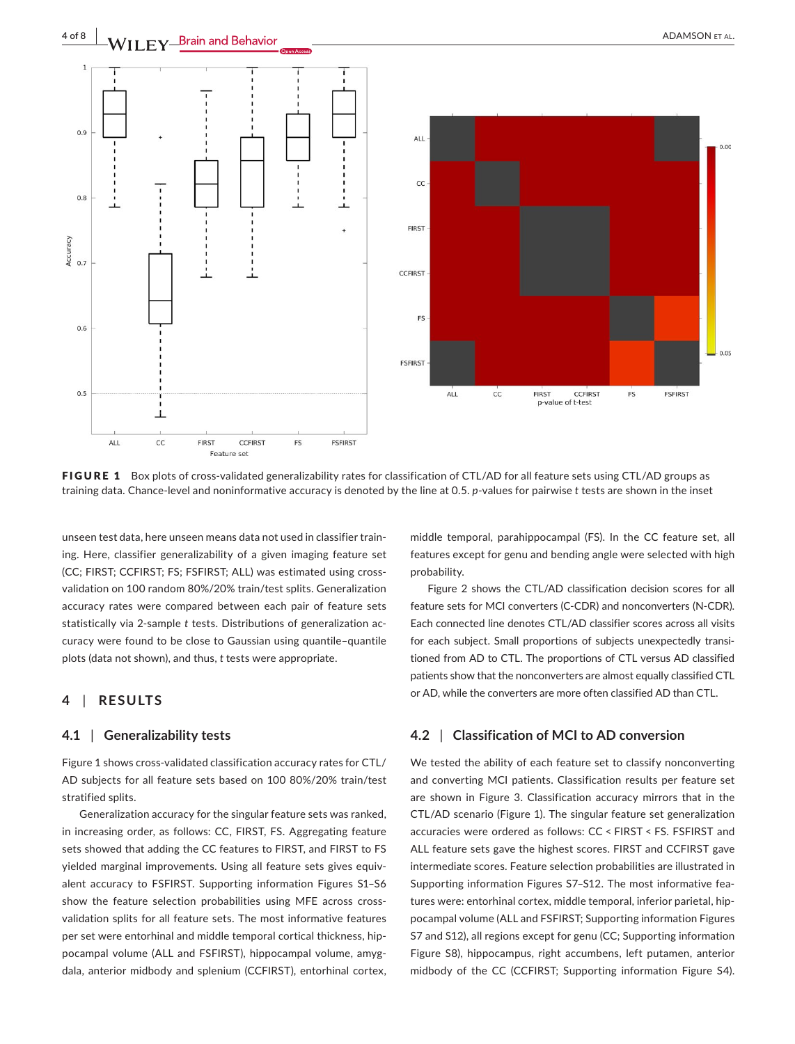**FIGURE 1** Box plots of cross-validated generalizability rates for classification of CTL/AD for all feature sets using CTL/AD groups as training data. Chance-level and noninformative accuracy is denoted by the line at 0.5. *p*-values for pairwise *t* tests are shown in the inset

unseen test data, here unseen means data not used in classifier training. Here, classifier generalizability of a given imaging feature set (CC; FIRST; CCFIRST; FS; FSFIRST; ALL) was estimated using cross-validation on 100 random 80%/20% train/test splits. Generalization accuracy rates were compared between each pair of feature sets statistically via 2-sample *t* tests. Distributions of generalization accuracy were found to be close to Gaussian using quantile–quantile plots (data not shown), and thus, *t* tests were appropriate.

## 4 | RESULTS

### 4.1 | Generalizability tests

Figure 1 shows cross-validated classification accuracy rates for CTL/AD subjects for all feature sets based on 100 80%/20% train/test stratified splits.

Generalization accuracy for the singular feature sets was ranked, in increasing order, as follows: CC, FIRST, FS. Aggregating feature sets showed that adding the CC features to FIRST, and FIRST to FS yielded marginal improvements. Using all feature sets gives equivalent accuracy to FSFIRST. Supporting information Figures S1–S6 show the feature selection probabilities using MFE across cross-validation splits for all feature sets. The most informative features per set were entorhinal and middle temporal cortical thickness, hippocampal volume (ALL and FSFIRST), hippocampal volume, amygdala, anterior midbody and splenium (CCFIRST), entorhinal cortex, middle temporal, parahippocampal (FS). In the CC feature set, all features except for genu and bending angle were selected with high probability.

Figure 2 shows the CTL/AD classification decision scores for all feature sets for MCI converters (C-CDR) and nonconverters (N-CDR). Each connected line denotes CTL/AD classifier scores across all visits for each subject. Small proportions of subjects unexpectedly transitioned from AD to CTL. The proportions of CTL versus AD classified patients show that the nonconverters are almost equally classified CTL or AD, while the converters are more often classified AD than CTL.

### 4.2 | Classification of MCI to AD conversion

We tested the ability of each feature set to classify nonconverting and converting MCI patients. Classification results per feature set are shown in Figure 3. Classification accuracy mirrors that in the CTL/AD scenario (Figure 1). The singular feature set generalization accuracies were ordered as follows: CC < FIRST < FS. FSFIRST and ALL feature sets gave the highest scores. FIRST and CCFIRST gave intermediate scores. Feature selection probabilities are illustrated in Supporting information Figures S7–S12. The most informative features were: entorhinal cortex, middle temporal, inferior parietal, hippocampal volume (ALL and FSFIRST; Supporting information Figures S7 and S12), all regions except for genu (CC; Supporting information Figure S8), hippocampus, right accumbens, left putamen, anterior midbody of the CC (CCFIRST; Supporting information Figure S4).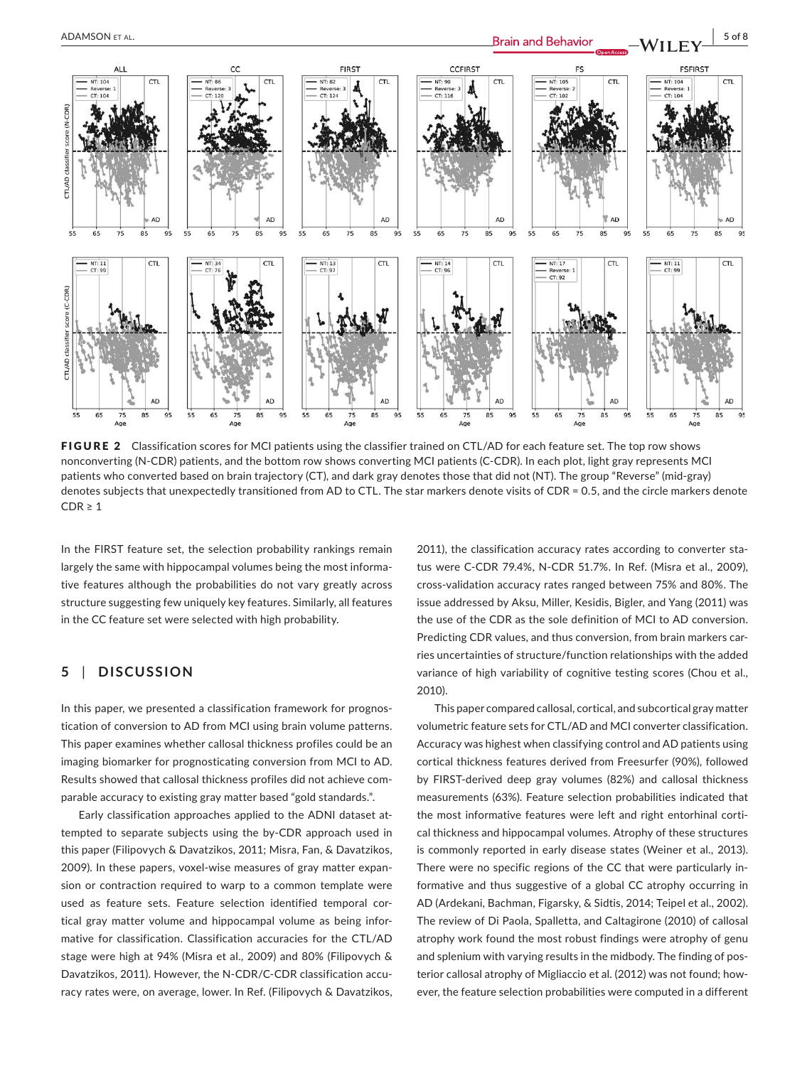FIGURE 2 Classification scores for MCI patients using the classifier trained on CTL/AD for each feature set. The top row shows nonconverting (N-CDR) patients, and the bottom row shows converting MCI patients (C-CDR). In each plot, light gray represents MCI patients who converted based on brain trajectory (CT), and dark gray denotes those that did not (NT). The group "Reverse" (mid-gray) denotes subjects that unexpectedly transitioned from AD to CTL. The star markers denote visits of CDR = 0.5, and the circle markers denote CDR ≥ 1

In the FIRST feature set, the selection probability rankings remain largely the same with hippocampal volumes being the most informative features although the probabilities do not vary greatly across structure suggesting few uniquely key features. Similarly, all features in the CC feature set were selected with high probability.

## 5 | DISCUSSION

In this paper, we presented a classification framework for prognostication of conversion to AD from MCI using brain volume patterns. This paper examines whether callosal thickness profiles could be an imaging biomarker for prognosticating conversion from MCI to AD. Results showed that callosal thickness profiles did not achieve comparable accuracy to existing gray matter based "gold standards.".

Early classification approaches applied to the ADNI dataset attempted to separate subjects using the by-CDR approach used in this paper (Filipovych & Davatzikos, 2011; Misra, Fan, & Davatzikos, 2009). In these papers, voxel-wise measures of gray matter expansion or contraction required to warp to a common template were used as feature sets. Feature selection identified temporal cortical gray matter volume and hippocampal volume as being informative for classification. Classification accuracies for the CTL/AD stage were high at 94% (Misra et al., 2009) and 80% (Filipovych & Davatzikos, 2011). However, the N-CDR/C-CDR classification accuracy rates were, on average, lower. In Ref. (Filipovych & Davatzikos, 2011), the classification accuracy rates according to converter status were C-CDR 79.4%, N-CDR 51.7%. In Ref. (Misra et al., 2009), cross-validation accuracy rates ranged between 75% and 80%. The issue addressed by Aksu, Miller, Kesidis, Bigler, and Yang (2011) was the use of the CDR as the sole definition of MCI to AD conversion. Predicting CDR values, and thus conversion, from brain markers carries uncertainties of structure/function relationships with the added variance of high variability of cognitive testing scores (Chou et al., 2010).

This paper compared callosal, cortical, and subcortical gray matter volumetric feature sets for CTL/AD and MCI converter classification. Accuracy was highest when classifying control and AD patients using cortical thickness features derived from Freesurfer (90%), followed by FIRST-derived deep gray volumes (82%) and callosal thickness measurements (63%). Feature selection probabilities indicated that the most informative features were left and right entorhinal cortical thickness and hippocampal volumes. Atrophy of these structures is commonly reported in early disease states (Weiner et al., 2013). There were no specific regions of the CC that were particularly informative and thus suggestive of a global CC atrophy occurring in AD (Ardekani, Bachman, Figarsky, & Sidtis, 2014; Teipel et al., 2002). The review of Di Paola, Spalletta, and Caltagirone (2010) of callosal atrophy work found the most robust findings were atrophy of genu and splenium with varying results in the midbody. The finding of posterior callosal atrophy of Migliaccio et al. (2012) was not found; however, the feature selection probabilities were computed in a different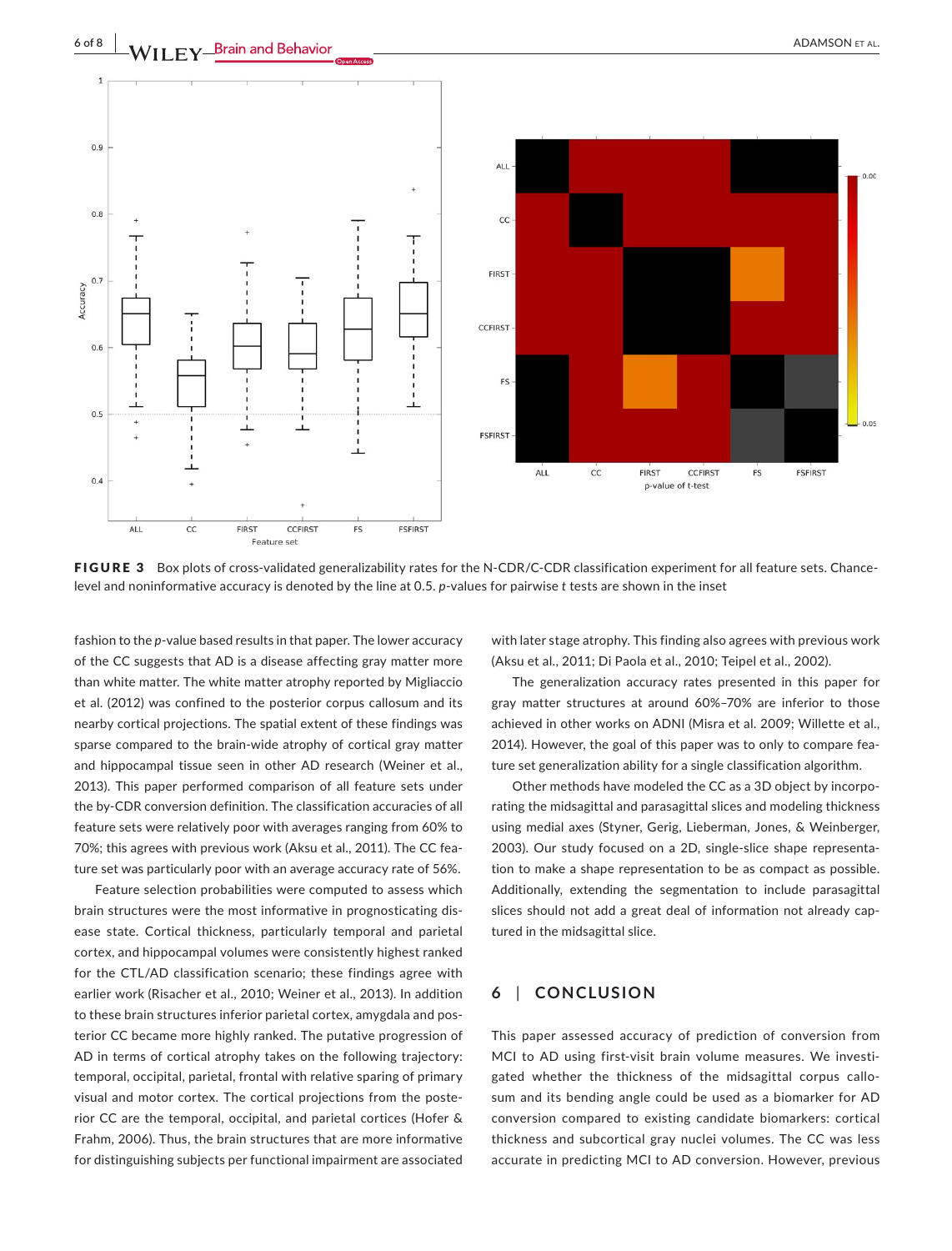**FIGURE 3** Box plots of cross-validated generalizability rates for the N-CDR/C-CDR classification experiment for all feature sets. Chance-level and noninformative accuracy is denoted by the line at 0.5. *p*-values for pairwise *t* tests are shown in the inset

fashion to the *p*-value based results in that paper. The lower accuracy of the CC suggests that AD is a disease affecting gray matter more than white matter. The white matter atrophy reported by Migliaccio et al. (2012) was confined to the posterior corpus callosum and its nearby cortical projections. The spatial extent of these findings was sparse compared to the brain-wide atrophy of cortical gray matter and hippocampal tissue seen in other AD research (Weiner et al., 2013). This paper performed comparison of all feature sets under the by-CDR conversion definition. The classification accuracies of all feature sets were relatively poor with averages ranging from 60% to 70%; this agrees with previous work (Aksu et al., 2011). The CC feature set was particularly poor with an average accuracy rate of 56%.

Feature selection probabilities were computed to assess which brain structures were the most informative in prognosticating disease state. Cortical thickness, particularly temporal and parietal cortex, and hippocampal volumes were consistently highest ranked for the CTL/AD classification scenario; these findings agree with earlier work (Risacher et al., 2010; Weiner et al., 2013). In addition to these brain structures inferior parietal cortex, amygdala and posterior CC became more highly ranked. The putative progression of AD in terms of cortical atrophy takes on the following trajectory: temporal, occipital, parietal, frontal with relative sparing of primary visual and motor cortex. The cortical projections from the posterior CC are the temporal, occipital, and parietal cortices (Hofer & Frahm, 2006). Thus, the brain structures that are more informative for distinguishing subjects per functional impairment are associated with later stage atrophy. This finding also agrees with previous work (Aksu et al., 2011; Di Paola et al., 2010; Teipel et al., 2002).

The generalization accuracy rates presented in this paper for gray matter structures at around 60%–70% are inferior to those achieved in other works on ADNI (Misra et al. 2009; Willette et al., 2014). However, the goal of this paper was to only to compare feature set generalization ability for a single classification algorithm.

Other methods have modeled the CC as a 3D object by incorporating the midsagittal and parasagittal slices and modeling thickness using medial axes (Styner, Gerig, Lieberman, Jones, & Weinberger, 2003). Our study focused on a 2D, single-slice shape representation to make a shape representation to be as compact as possible. Additionally, extending the segmentation to include parasagittal slices should not add a great deal of information not already captured in the midsagittal slice.

## 6 | CONCLUSION

This paper assessed accuracy of prediction of conversion from MCI to AD using first-visit brain volume measures. We investigated whether the thickness of the midsagittal corpus callosum and its bending angle could be used as a biomarker for AD conversion compared to existing candidate biomarkers: cortical thickness and subcortical gray nuclei volumes. The CC was less accurate in predicting MCI to AD conversion. However, previous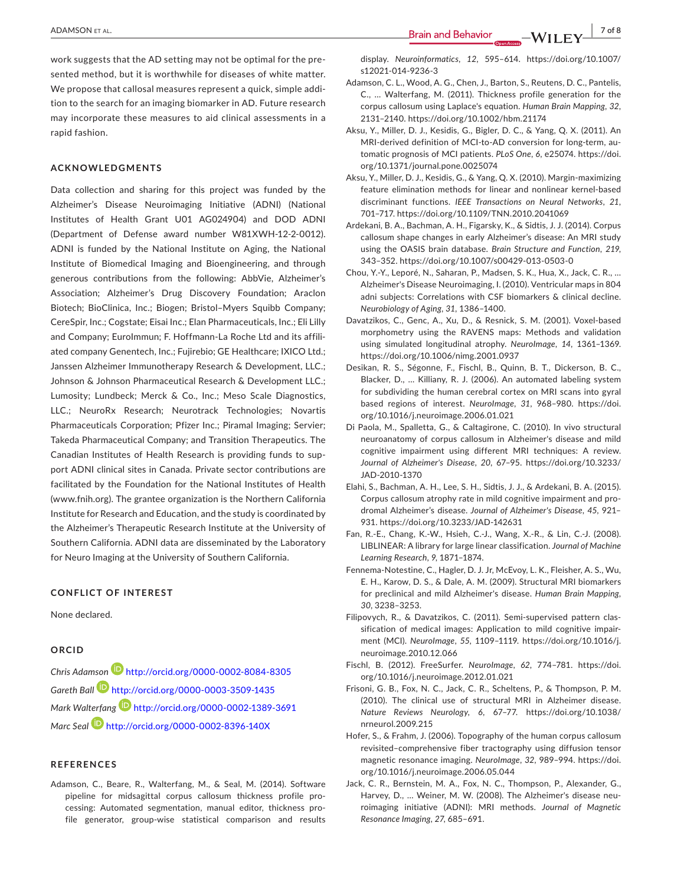work suggests that the AD setting may not be optimal for the presented method, but it is worthwhile for diseases of white matter. We propose that callosal measures represent a quick, simple addition to the search for an imaging biomarker in AD. Future research may incorporate these measures to aid clinical assessments in a rapid fashion.

## ACKNOWLEDGMENTS

Data collection and sharing for this project was funded by the Alzheimer's Disease Neuroimaging Initiative (ADNI) (National Institutes of Health Grant U01 AG024904) and DOD ADNI (Department of Defense award number W81XWH-12-2-0012). ADNI is funded by the National Institute on Aging, the National Institute of Biomedical Imaging and Bioengineering, and through generous contributions from the following: AbbVie, Alzheimer's Association; Alzheimer's Drug Discovery Foundation; Araclon Biotech; BioClinica, Inc.; Biogen; Bristol–Myers Squibb Company; CereSpir, Inc.; Cogstate; Eisai Inc.; Elan Pharmaceuticals, Inc.; Eli Lilly and Company; EuroImmun; F. Hoffmann-La Roche Ltd and its affiliated company Genentech, Inc.; Fujirebio; GE Healthcare; IXICO Ltd.; Janssen Alzheimer Immunotherapy Research & Development, LLC.; Johnson & Johnson Pharmaceutical Research & Development LLC.; Lumosity; Lundbeck; Merck & Co., Inc.; Meso Scale Diagnostics, LLC.; NeuroRx Research; Neurotrack Technologies; Novartis Pharmaceuticals Corporation; Pfizer Inc.; Piramal Imaging; Servier; Takeda Pharmaceutical Company; and Transition Therapeutics. The Canadian Institutes of Health Research is providing funds to support ADNI clinical sites in Canada. Private sector contributions are facilitated by the Foundation for the National Institutes of Health (www.fnih.org). The grantee organization is the Northern California Institute for Research and Education, and the study is coordinated by the Alzheimer's Therapeutic Research Institute at the University of Southern California. ADNI data are disseminated by the Laboratory for Neuro Imaging at the University of Southern California.

## CONFLICT OF INTEREST

None declared.

## ORCID

*Chris Adamson* http://orcid.org/0000-0002-8084-8305

*Gareth Ball* http://orcid.org/0000-0003-3509-1435

*Mark Walterfang* http://orcid.org/0000-0002-1389-3691

*Marc Seal* http://orcid.org/0000-0002-8396-140X

## REFERENCES

Adamson, C., Beare, R., Walterfang, M., & Seal, M. (2014). Software pipeline for midsagittal corpus callosum thickness profile processing: Automated segmentation, manual editor, thickness profile generator, group-wise statistical comparison and results display. *Neuroinformatics*, *12*, 595–614. https://doi.org/10.1007/s12021-014-9236-3

Adamson, C. L., Wood, A. G., Chen, J., Barton, S., Reutens, D. C., Pantelis, C., … Walterfang, M. (2011). Thickness profile generation for the corpus callosum using Laplace's equation. *Human Brain Mapping*, *32*, 2131–2140. https://doi.org/10.1002/hbm.21174

Aksu, Y., Miller, D. J., Kesidis, G., Bigler, D. C., & Yang, Q. X. (2011). An MRI-derived definition of MCI-to-AD conversion for long-term, automatic prognosis of MCI patients. *PLoS One*, *6*, e25074. https://doi.org/10.1371/journal.pone.0025074

Aksu, Y., Miller, D. J., Kesidis, G., & Yang, Q. X. (2010). Margin-maximizing feature elimination methods for linear and nonlinear kernel-based discriminant functions. *IEEE Transactions on Neural Networks*, *21*, 701–717. https://doi.org/10.1109/TNN.2010.2041069

Ardekani, B. A., Bachman, A. H., Figarsky, K., & Sidtis, J. J. (2014). Corpus callosum shape changes in early Alzheimer's disease: An MRI study using the OASIS brain database. *Brain Structure and Function*, *219*, 343–352. https://doi.org/10.1007/s00429-013-0503-0

Chou, Y.-Y., Leporé, N., Saharan, P., Madsen, S. K., Hua, X., Jack, C. R., … Alzheimer's Disease Neuroimaging, I. (2010). Ventricular maps in 804 adni subjects: Correlations with CSF biomarkers & clinical decline. *Neurobiology of Aging*, *31*, 1386–1400.

Davatzikos, C., Genc, A., Xu, D., & Resnick, S. M. (2001). Voxel-based morphometry using the RAVENS maps: Methods and validation using simulated longitudinal atrophy. *NeuroImage*, *14*, 1361–1369. https://doi.org/10.1006/nimg.2001.0937

Desikan, R. S., Ségonne, F., Fischl, B., Quinn, B. T., Dickerson, B. C., Blacker, D., … Killiany, R. J. (2006). An automated labeling system for subdividing the human cerebral cortex on MRI scans into gyral based regions of interest. *NeuroImage*, *31*, 968–980. https://doi.org/10.1016/j.neuroimage.2006.01.021

Di Paola, M., Spalletta, G., & Caltagirone, C. (2010). In vivo structural neuroanatomy of corpus callosum in Alzheimer's disease and mild cognitive impairment using different MRI techniques: A review. *Journal of Alzheimer's Disease*, *20*, 67–95. https://doi.org/10.3233/JAD-2010-1370

Elahi, S., Bachman, A. H., Lee, S. H., Sidtis, J. J., & Ardekani, B. A. (2015). Corpus callosum atrophy rate in mild cognitive impairment and prodromal Alzheimer's disease. *Journal of Alzheimer's Disease*, *45*, 921–931. https://doi.org/10.3233/JAD-142631

Fan, R.-E., Chang, K.-W., Hsieh, C.-J., Wang, X.-R., & Lin, C.-J. (2008). LIBLINEAR: A library for large linear classification. *Journal of Machine Learning Research*, *9*, 1871–1874.

Fennema-Notestine, C., Hagler, D. J. Jr, McEvoy, L. K., Fleisher, A. S., Wu, E. H., Karow, D. S., & Dale, A. M. (2009). Structural MRI biomarkers for preclinical and mild Alzheimer's disease. *Human Brain Mapping*, *30*, 3238–3253.

Filipovych, R., & Davatzikos, C. (2011). Semi-supervised pattern classification of medical images: Application to mild cognitive impairment (MCI). *NeuroImage*, *55*, 1109–1119. https://doi.org/10.1016/j.neuroimage.2010.12.066

Fischl, B. (2012). FreeSurfer. *NeuroImage*, *62*, 774–781. https://doi.org/10.1016/j.neuroimage.2012.01.021

Frisoni, G. B., Fox, N. C., Jack, C. R., Scheltens, P., & Thompson, P. M. (2010). The clinical use of structural MRI in Alzheimer disease. *Nature Reviews Neurology*, *6*, 67–77. https://doi.org/10.1038/nrneurol.2009.215

Hofer, S., & Frahm, J. (2006). Topography of the human corpus callosum revisited–comprehensive fiber tractography using diffusion tensor magnetic resonance imaging. *NeuroImage*, *32*, 989–994. https://doi.org/10.1016/j.neuroimage.2006.05.044

Jack, C. R., Bernstein, M. A., Fox, N. C., Thompson, P., Alexander, G., Harvey, D., … Weiner, M. W. (2008). The Alzheimer's disease neuroimaging initiative (ADNI): MRI methods. *Journal of Magnetic Resonance Imaging*, *27*, 685–691.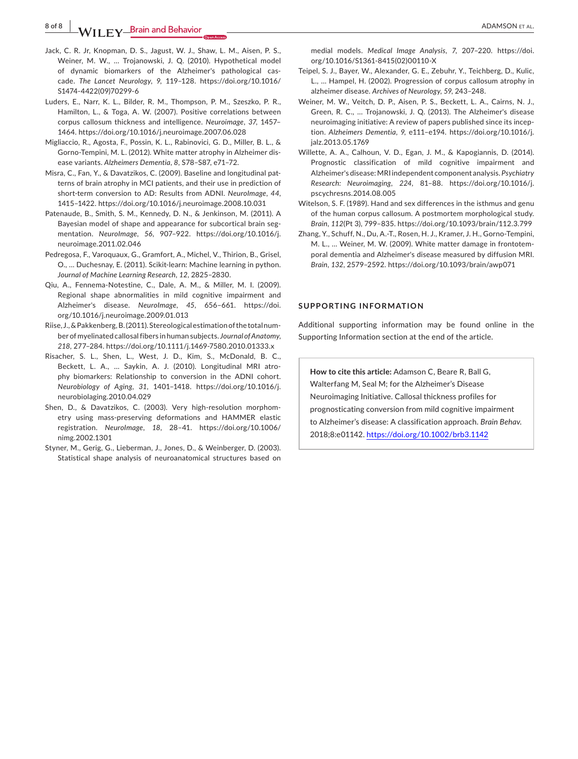Jack, C. R. Jr, Knopman, D. S., Jagust, W. J., Shaw, L. M., Aisen, P. S., Weiner, M. W., … Trojanowski, J. Q. (2010). Hypothetical model of dynamic biomarkers of the Alzheimer's pathological cascade. *The Lancet Neurology*, *9*, 119–128. https://doi.org/10.1016/S1474-4422(09)70299-6

Luders, E., Narr, K. L., Bilder, R. M., Thompson, P. M., Szeszko, P. R., Hamilton, L., & Toga, A. W. (2007). Positive correlations between corpus callosum thickness and intelligence. *Neuroimage*, *37*, 1457–1464. https://doi.org/10.1016/j.neuroimage.2007.06.028

Migliaccio, R., Agosta, F., Possin, K. L., Rabinovici, G. D., Miller, B. L., & Gorno-Tempini, M. L. (2012). White matter atrophy in Alzheimer disease variants. *Alzheimers Dementia*, *8*, S78–S87, e71–72.

Misra, C., Fan, Y., & Davatzikos, C. (2009). Baseline and longitudinal patterns of brain atrophy in MCI patients, and their use in prediction of short-term conversion to AD: Results from ADNI. *NeuroImage*, *44*, 1415–1422. https://doi.org/10.1016/j.neuroimage.2008.10.031

Patenaude, B., Smith, S. M., Kennedy, D. N., & Jenkinson, M. (2011). A Bayesian model of shape and appearance for subcortical brain segmentation. *NeuroImage*, *56*, 907–922. https://doi.org/10.1016/j.neuroimage.2011.02.046

Pedregosa, F., Varoquaux, G., Gramfort, A., Michel, V., Thirion, B., Grisel, O., … Duchesnay, E. (2011). Scikit-learn: Machine learning in python. *Journal of Machine Learning Research*, *12*, 2825–2830.

Qiu, A., Fennema-Notestine, C., Dale, A. M., & Miller, M. I. (2009). Regional shape abnormalities in mild cognitive impairment and Alzheimer's disease. *NeuroImage*, *45*, 656–661. https://doi.org/10.1016/j.neuroimage.2009.01.013

Riise, J., & Pakkenberg, B. (2011). Stereological estimation of the total number of myelinated callosal fibers in human subjects. *Journal of Anatomy*, *218*, 277–284. https://doi.org/10.1111/j.1469-7580.2010.01333.x

Risacher, S. L., Shen, L., West, J. D., Kim, S., McDonald, B. C., Beckett, L. A., … Saykin, A. J. (2010). Longitudinal MRI atrophy biomarkers: Relationship to conversion in the ADNI cohort. *Neurobiology of Aging*, *31*, 1401–1418. https://doi.org/10.1016/j.neurobiolaging.2010.04.029

Shen, D., & Davatzikos, C. (2003). Very high-resolution morphometry using mass-preserving deformations and HAMMER elastic registration. *NeuroImage*, *18*, 28–41. https://doi.org/10.1006/nimg.2002.1301

Styner, M., Gerig, G., Lieberman, J., Jones, D., & Weinberger, D. (2003). Statistical shape analysis of neuroanatomical structures based on medial models. *Medical Image Analysis*, *7*, 207–220. https://doi.org/10.1016/S1361-8415(02)00110-X

Teipel, S. J., Bayer, W., Alexander, G. E., Zebuhr, Y., Teichberg, D., Kulic, L., … Hampel, H. (2002). Progression of corpus callosum atrophy in alzheimer disease. *Archives of Neurology*, *59*, 243–248.

Weiner, M. W., Veitch, D. P., Aisen, P. S., Beckett, L. A., Cairns, N. J., Green, R. C., … Trojanowski, J. Q. (2013). The Alzheimer's disease neuroimaging initiative: A review of papers published since its inception. *Alzheimers Dementia*, *9*, e111–e194. https://doi.org/10.1016/j.jalz.2013.05.1769

Willette, A. A., Calhoun, V. D., Egan, J. M., & Kapogiannis, D. (2014). Prognostic classification of mild cognitive impairment and Alzheimer's disease: MRI independent component analysis. *Psychiatry Research: Neuroimaging*, *224*, 81–88. https://doi.org/10.1016/j.pscychresns.2014.08.005

Witelson, S. F. (1989). Hand and sex differences in the isthmus and genu of the human corpus callosum. A postmortem morphological study. *Brain*, *112*(Pt 3), 799–835. https://doi.org/10.1093/brain/112.3.799

Zhang, Y., Schuff, N., Du, A.-T., Rosen, H. J., Kramer, J. H., Gorno-Tempini, M. L., … Weiner, M. W. (2009). White matter damage in frontotemporal dementia and Alzheimer's disease measured by diffusion MRI. *Brain*, *132*, 2579–2592. https://doi.org/10.1093/brain/awp071

## SUPPORTING INFORMATION

Additional supporting information may be found online in the Supporting Information section at the end of the article.

**How to cite this article:** Adamson C, Beare R, Ball G, Walterfang M, Seal M; for the Alzheimer's Disease Neuroimaging Initiative. Callosal thickness profiles for prognosticating conversion from mild cognitive impairment to Alzheimer's disease: A classification approach. *Brain Behav*. 2018;8:e01142. https://doi.org/10.1002/brb3.1142